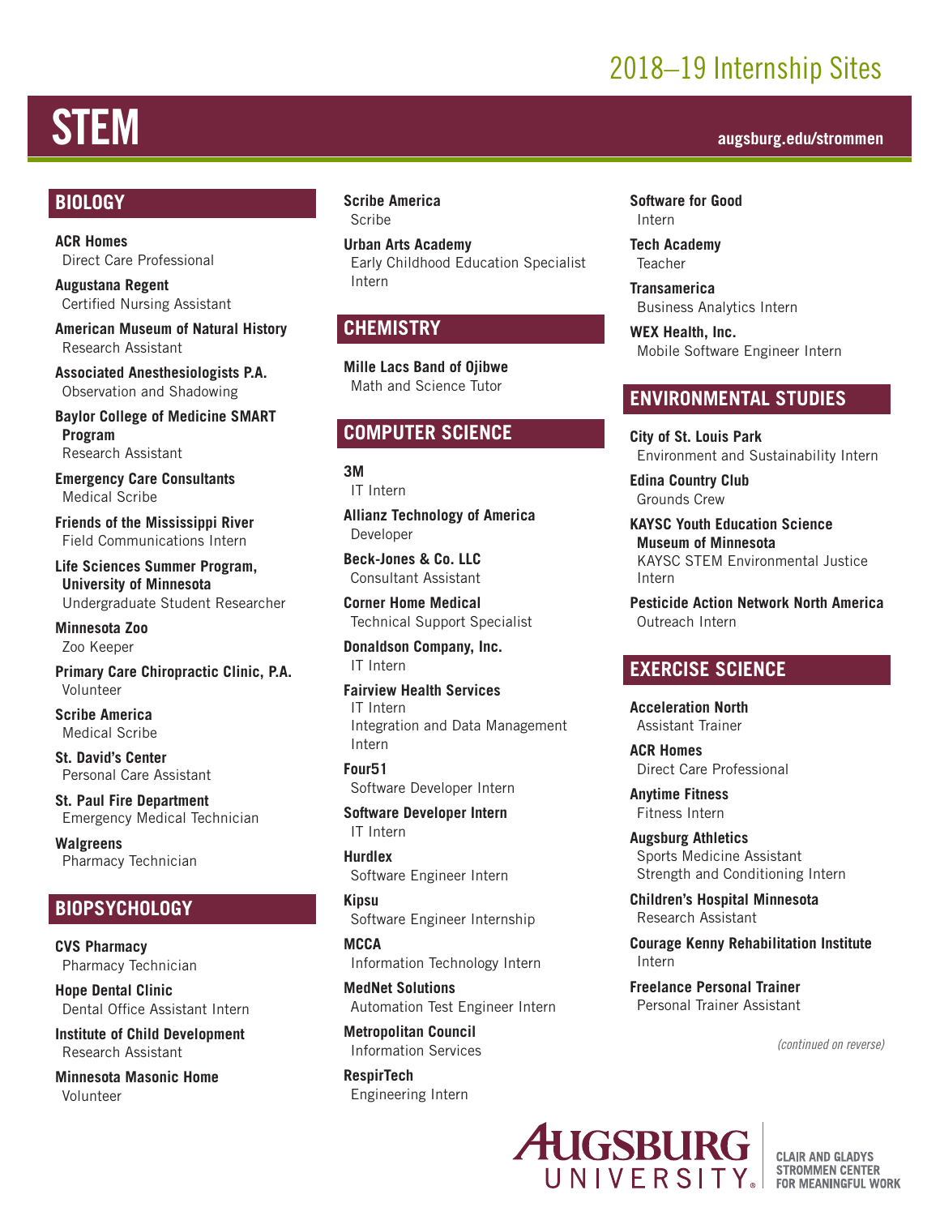# 2018–19 Internship Sites

# STEM

augsburg.edu/strommen

## BIOLOGY

**ACR Homes**
Direct Care Professional

**Augustana Regent**
Certified Nursing Assistant

**American Museum of Natural History**
Research Assistant

**Associated Anesthesiologists P.A.**
Observation and Shadowing

**Baylor College of Medicine SMART Program**
Research Assistant

**Emergency Care Consultants**
Medical Scribe

**Friends of the Mississippi River**
Field Communications Intern

**Life Sciences Summer Program, University of Minnesota**
Undergraduate Student Researcher

**Minnesota Zoo**
Zoo Keeper

**Primary Care Chiropractic Clinic, P.A.**
Volunteer

**Scribe America**
Medical Scribe

**St. David's Center**
Personal Care Assistant

**St. Paul Fire Department**
Emergency Medical Technician

**Walgreens**
Pharmacy Technician

## BIOPSYCHOLOGY

**CVS Pharmacy**
Pharmacy Technician

**Hope Dental Clinic**
Dental Office Assistant Intern

**Institute of Child Development**
Research Assistant

**Minnesota Masonic Home**
Volunteer

**Scribe America**
Scribe

**Urban Arts Academy**
Early Childhood Education Specialist Intern

## CHEMISTRY

**Mille Lacs Band of Ojibwe**
Math and Science Tutor

## COMPUTER SCIENCE

**3M**
IT Intern

**Allianz Technology of America**
Developer

**Beck-Jones & Co. LLC**
Consultant Assistant

**Corner Home Medical**
Technical Support Specialist

**Donaldson Company, Inc.**
IT Intern

**Fairview Health Services**
IT Intern
Integration and Data Management Intern

**Four51**
Software Developer Intern

**Software Developer Intern**
IT Intern

**Hurdlex**
Software Engineer Intern

**Kipsu**
Software Engineer Internship

**MCCA**
Information Technology Intern

**MedNet Solutions**
Automation Test Engineer Intern

**Metropolitan Council**
Information Services

**RespirTech**
Engineering Intern

**Software for Good**
Intern

**Tech Academy**
Teacher

**Transamerica**
Business Analytics Intern

**WEX Health, Inc.**
Mobile Software Engineer Intern

## ENVIRONMENTAL STUDIES

**City of St. Louis Park**
Environment and Sustainability Intern

**Edina Country Club**
Grounds Crew

**KAYSC Youth Education Science Museum of Minnesota**
KAYSC STEM Environmental Justice Intern

**Pesticide Action Network North America**
Outreach Intern

## EXERCISE SCIENCE

**Acceleration North**
Assistant Trainer

**ACR Homes**
Direct Care Professional

**Anytime Fitness**
Fitness Intern

**Augsburg Athletics**
Sports Medicine Assistant
Strength and Conditioning Intern

**Children's Hospital Minnesota**
Research Assistant

**Courage Kenny Rehabilitation Institute**
Intern

**Freelance Personal Trainer**
Personal Trainer Assistant

*(continued on reverse)*

Augsburg University | Clair and Gladys Strommen Center for Meaningful Work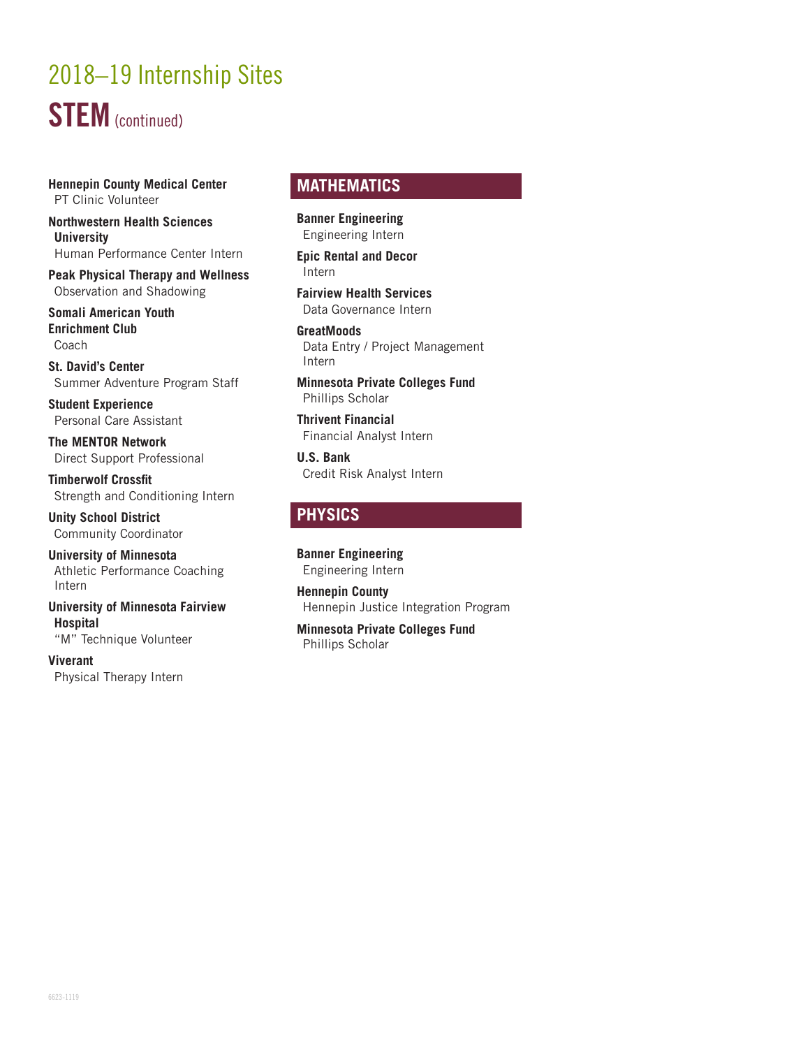# 2018–19 Internship Sites

## STEM (continued)

**Hennepin County Medical Center**
PT Clinic Volunteer

**Northwestern Health Sciences University**
Human Performance Center Intern

**Peak Physical Therapy and Wellness**
Observation and Shadowing

**Somali American Youth Enrichment Club**
Coach

**St. David's Center**
Summer Adventure Program Staff

**Student Experience**
Personal Care Assistant

**The MENTOR Network**
Direct Support Professional

**Timberwolf Crossfit**
Strength and Conditioning Intern

**Unity School District**
Community Coordinator

**University of Minnesota**
Athletic Performance Coaching Intern

**University of Minnesota Fairview Hospital**
"M" Technique Volunteer

**Viverant**
Physical Therapy Intern

### MATHEMATICS

**Banner Engineering**
Engineering Intern

**Epic Rental and Decor**
Intern

**Fairview Health Services**
Data Governance Intern

**GreatMoods**
Data Entry / Project Management Intern

**Minnesota Private Colleges Fund**
Phillips Scholar

**Thrivent Financial**
Financial Analyst Intern

**U.S. Bank**
Credit Risk Analyst Intern

### PHYSICS

**Banner Engineering**
Engineering Intern

**Hennepin County**
Hennepin Justice Integration Program

**Minnesota Private Colleges Fund**
Phillips Scholar

6623-1119